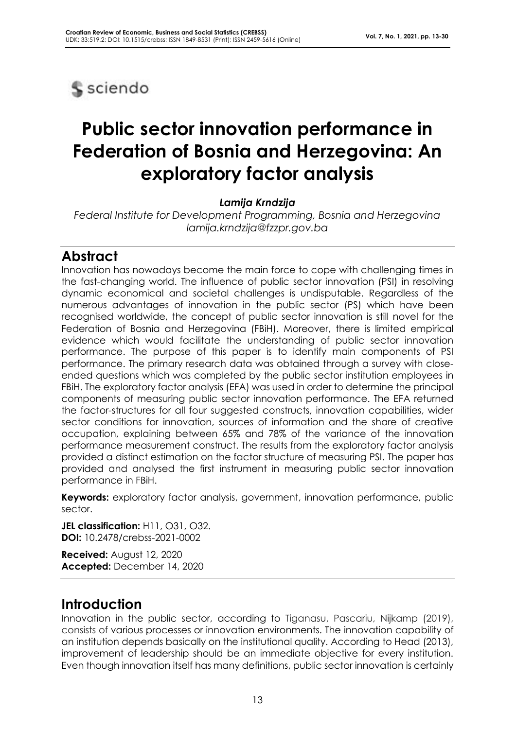# Public sector innovation performance in Federation of Bosnia and Herzegovina: An exploratory factor analysis

***Lamija Krndzija***

*Federal Institute for Development Programming, Bosnia and Herzegovina*
*lamija.krndzija@fzzpr.gov.ba*

## Abstract

Innovation has nowadays become the main force to cope with challenging times in the fast-changing world. The influence of public sector innovation (PSI) in resolving dynamic economical and societal challenges is undisputable. Regardless of the numerous advantages of innovation in the public sector (PS) which have been recognised worldwide, the concept of public sector innovation is still novel for the Federation of Bosnia and Herzegovina (FBiH). Moreover, there is limited empirical evidence which would facilitate the understanding of public sector innovation performance. The purpose of this paper is to identify main components of PSI performance. The primary research data was obtained through a survey with close-ended questions which was completed by the public sector institution employees in FBiH. The exploratory factor analysis (EFA) was used in order to determine the principal components of measuring public sector innovation performance. The EFA returned the factor-structures for all four suggested constructs, innovation capabilities, wider sector conditions for innovation, sources of information and the share of creative occupation, explaining between 65% and 78% of the variance of the innovation performance measurement construct. The results from the exploratory factor analysis provided a distinct estimation on the factor structure of measuring PSI. The paper has provided and analysed the first instrument in measuring public sector innovation performance in FBiH.

**Keywords:** exploratory factor analysis, government, innovation performance, public sector.

**JEL classification:** H11, O31, O32.
**DOI:** 10.2478/crebss-2021-0002

**Received:** August 12, 2020
**Accepted:** December 14, 2020

## Introduction

Innovation in the public sector, according to Tiganasu, Pascariu, Nijkamp (2019), consists of various processes or innovation environments. The innovation capability of an institution depends basically on the institutional quality. According to Head (2013), improvement of leadership should be an immediate objective for every institution. Even though innovation itself has many definitions, public sector innovation is certainly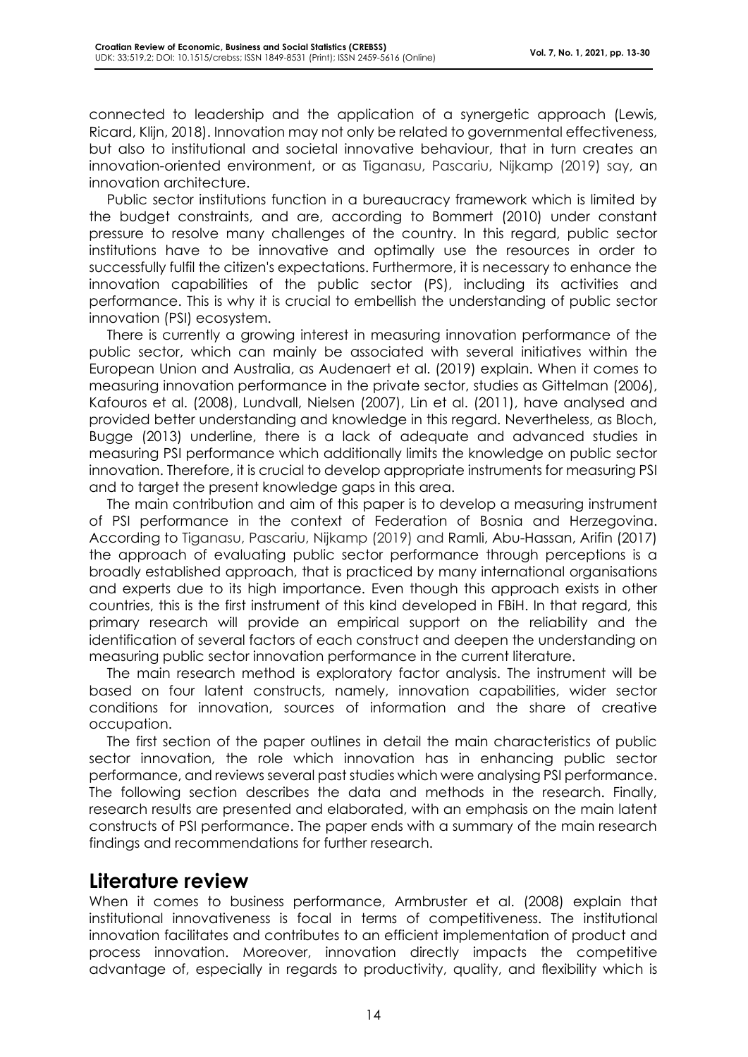connected to leadership and the application of a synergetic approach (Lewis, Ricard, Klijn, 2018). Innovation may not only be related to governmental effectiveness, but also to institutional and societal innovative behaviour, that in turn creates an innovation-oriented environment, or as Tiganasu, Pascariu, Nijkamp (2019) say, an innovation architecture.

Public sector institutions function in a bureaucracy framework which is limited by the budget constraints, and are, according to Bommert (2010) under constant pressure to resolve many challenges of the country. In this regard, public sector institutions have to be innovative and optimally use the resources in order to successfully fulfil the citizen's expectations. Furthermore, it is necessary to enhance the innovation capabilities of the public sector (PS), including its activities and performance. This is why it is crucial to embellish the understanding of public sector innovation (PSI) ecosystem.

There is currently a growing interest in measuring innovation performance of the public sector, which can mainly be associated with several initiatives within the European Union and Australia, as Audenaert et al. (2019) explain. When it comes to measuring innovation performance in the private sector, studies as Gittelman (2006), Kafouros et al. (2008), Lundvall, Nielsen (2007), Lin et al. (2011), have analysed and provided better understanding and knowledge in this regard. Nevertheless, as Bloch, Bugge (2013) underline, there is a lack of adequate and advanced studies in measuring PSI performance which additionally limits the knowledge on public sector innovation. Therefore, it is crucial to develop appropriate instruments for measuring PSI and to target the present knowledge gaps in this area.

The main contribution and aim of this paper is to develop a measuring instrument of PSI performance in the context of Federation of Bosnia and Herzegovina. According to Tiganasu, Pascariu, Nijkamp (2019) and Ramli, Abu-Hassan, Arifin (2017) the approach of evaluating public sector performance through perceptions is a broadly established approach, that is practiced by many international organisations and experts due to its high importance. Even though this approach exists in other countries, this is the first instrument of this kind developed in FBiH. In that regard, this primary research will provide an empirical support on the reliability and the identification of several factors of each construct and deepen the understanding on measuring public sector innovation performance in the current literature.

The main research method is exploratory factor analysis. The instrument will be based on four latent constructs, namely, innovation capabilities, wider sector conditions for innovation, sources of information and the share of creative occupation.

The first section of the paper outlines in detail the main characteristics of public sector innovation, the role which innovation has in enhancing public sector performance, and reviews several past studies which were analysing PSI performance. The following section describes the data and methods in the research. Finally, research results are presented and elaborated, with an emphasis on the main latent constructs of PSI performance. The paper ends with a summary of the main research findings and recommendations for further research.

## Literature review

When it comes to business performance, Armbruster et al. (2008) explain that institutional innovativeness is focal in terms of competitiveness. The institutional innovation facilitates and contributes to an efficient implementation of product and process innovation. Moreover, innovation directly impacts the competitive advantage of, especially in regards to productivity, quality, and flexibility which is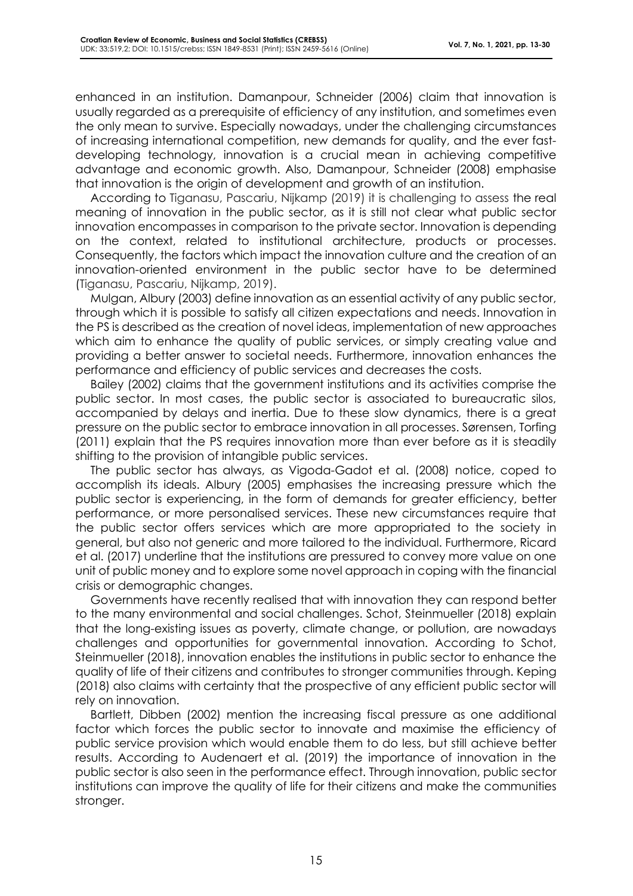enhanced in an institution. Damanpour, Schneider (2006) claim that innovation is usually regarded as a prerequisite of efficiency of any institution, and sometimes even the only mean to survive. Especially nowadays, under the challenging circumstances of increasing international competition, new demands for quality, and the ever fast-developing technology, innovation is a crucial mean in achieving competitive advantage and economic growth. Also, Damanpour, Schneider (2008) emphasise that innovation is the origin of development and growth of an institution.

According to Tiganasu, Pascariu, Nijkamp (2019) it is challenging to assess the real meaning of innovation in the public sector, as it is still not clear what public sector innovation encompasses in comparison to the private sector. Innovation is depending on the context, related to institutional architecture, products or processes. Consequently, the factors which impact the innovation culture and the creation of an innovation-oriented environment in the public sector have to be determined (Tiganasu, Pascariu, Nijkamp, 2019).

Mulgan, Albury (2003) define innovation as an essential activity of any public sector, through which it is possible to satisfy all citizen expectations and needs. Innovation in the PS is described as the creation of novel ideas, implementation of new approaches which aim to enhance the quality of public services, or simply creating value and providing a better answer to societal needs. Furthermore, innovation enhances the performance and efficiency of public services and decreases the costs.

Bailey (2002) claims that the government institutions and its activities comprise the public sector. In most cases, the public sector is associated to bureaucratic silos, accompanied by delays and inertia. Due to these slow dynamics, there is a great pressure on the public sector to embrace innovation in all processes. Sørensen, Torfing (2011) explain that the PS requires innovation more than ever before as it is steadily shifting to the provision of intangible public services.

The public sector has always, as Vigoda-Gadot et al. (2008) notice, coped to accomplish its ideals. Albury (2005) emphasises the increasing pressure which the public sector is experiencing, in the form of demands for greater efficiency, better performance, or more personalised services. These new circumstances require that the public sector offers services which are more appropriated to the society in general, but also not generic and more tailored to the individual. Furthermore, Ricard et al. (2017) underline that the institutions are pressured to convey more value on one unit of public money and to explore some novel approach in coping with the financial crisis or demographic changes.

Governments have recently realised that with innovation they can respond better to the many environmental and social challenges. Schot, Steinmueller (2018) explain that the long-existing issues as poverty, climate change, or pollution, are nowadays challenges and opportunities for governmental innovation. According to Schot, Steinmueller (2018), innovation enables the institutions in public sector to enhance the quality of life of their citizens and contributes to stronger communities through. Keping (2018) also claims with certainty that the prospective of any efficient public sector will rely on innovation.

Bartlett, Dibben (2002) mention the increasing fiscal pressure as one additional factor which forces the public sector to innovate and maximise the efficiency of public service provision which would enable them to do less, but still achieve better results. According to Audenaert et al. (2019) the importance of innovation in the public sector is also seen in the performance effect. Through innovation, public sector institutions can improve the quality of life for their citizens and make the communities stronger.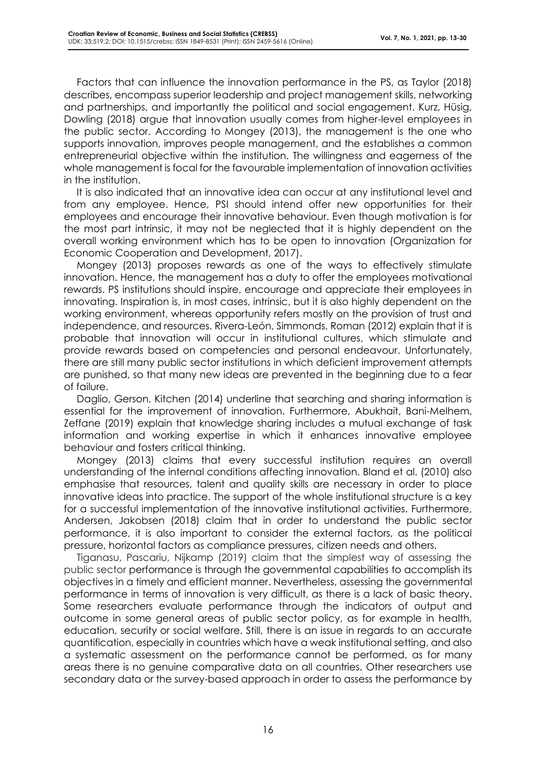Factors that can influence the innovation performance in the PS, as Taylor (2018) describes, encompass superior leadership and project management skills, networking and partnerships, and importantly the political and social engagement. Kurz, Hüsig, Dowling (2018) argue that innovation usually comes from higher-level employees in the public sector. According to Mongey (2013), the management is the one who supports innovation, improves people management, and the establishes a common entrepreneurial objective within the institution. The willingness and eagerness of the whole management is focal for the favourable implementation of innovation activities in the institution.

It is also indicated that an innovative idea can occur at any institutional level and from any employee. Hence, PSI should intend offer new opportunities for their employees and encourage their innovative behaviour. Even though motivation is for the most part intrinsic, it may not be neglected that it is highly dependent on the overall working environment which has to be open to innovation (Organization for Economic Cooperation and Development, 2017).

Mongey (2013) proposes rewards as one of the ways to effectively stimulate innovation. Hence, the management has a duty to offer the employees motivational rewards. PS institutions should inspire, encourage and appreciate their employees in innovating. Inspiration is, in most cases, intrinsic, but it is also highly dependent on the working environment, whereas opportunity refers mostly on the provision of trust and independence, and resources. Rivera-León, Simmonds, Roman (2012) explain that it is probable that innovation will occur in institutional cultures, which stimulate and provide rewards based on competencies and personal endeavour. Unfortunately, there are still many public sector institutions in which deficient improvement attempts are punished, so that many new ideas are prevented in the beginning due to a fear of failure.

Daglio, Gerson, Kitchen (2014) underline that searching and sharing information is essential for the improvement of innovation. Furthermore, Abukhait, Bani-Melhem, Zeffane (2019) explain that knowledge sharing includes a mutual exchange of task information and working expertise in which it enhances innovative employee behaviour and fosters critical thinking.

Mongey (2013) claims that every successful institution requires an overall understanding of the internal conditions affecting innovation. Bland et al. (2010) also emphasise that resources, talent and quality skills are necessary in order to place innovative ideas into practice. The support of the whole institutional structure is a key for a successful implementation of the innovative institutional activities. Furthermore, Andersen, Jakobsen (2018) claim that in order to understand the public sector performance, it is also important to consider the external factors, as the political pressure, horizontal factors as compliance pressures, citizen needs and others.

Tiganasu, Pascariu, Nijkamp (2019) claim that the simplest way of assessing the public sector performance is through the governmental capabilities to accomplish its objectives in a timely and efficient manner. Nevertheless, assessing the governmental performance in terms of innovation is very difficult, as there is a lack of basic theory. Some researchers evaluate performance through the indicators of output and outcome in some general areas of public sector policy, as for example in health, education, security or social welfare. Still, there is an issue in regards to an accurate quantification, especially in countries which have a weak institutional setting, and also a systematic assessment on the performance cannot be performed, as for many areas there is no genuine comparative data on all countries. Other researchers use secondary data or the survey-based approach in order to assess the performance by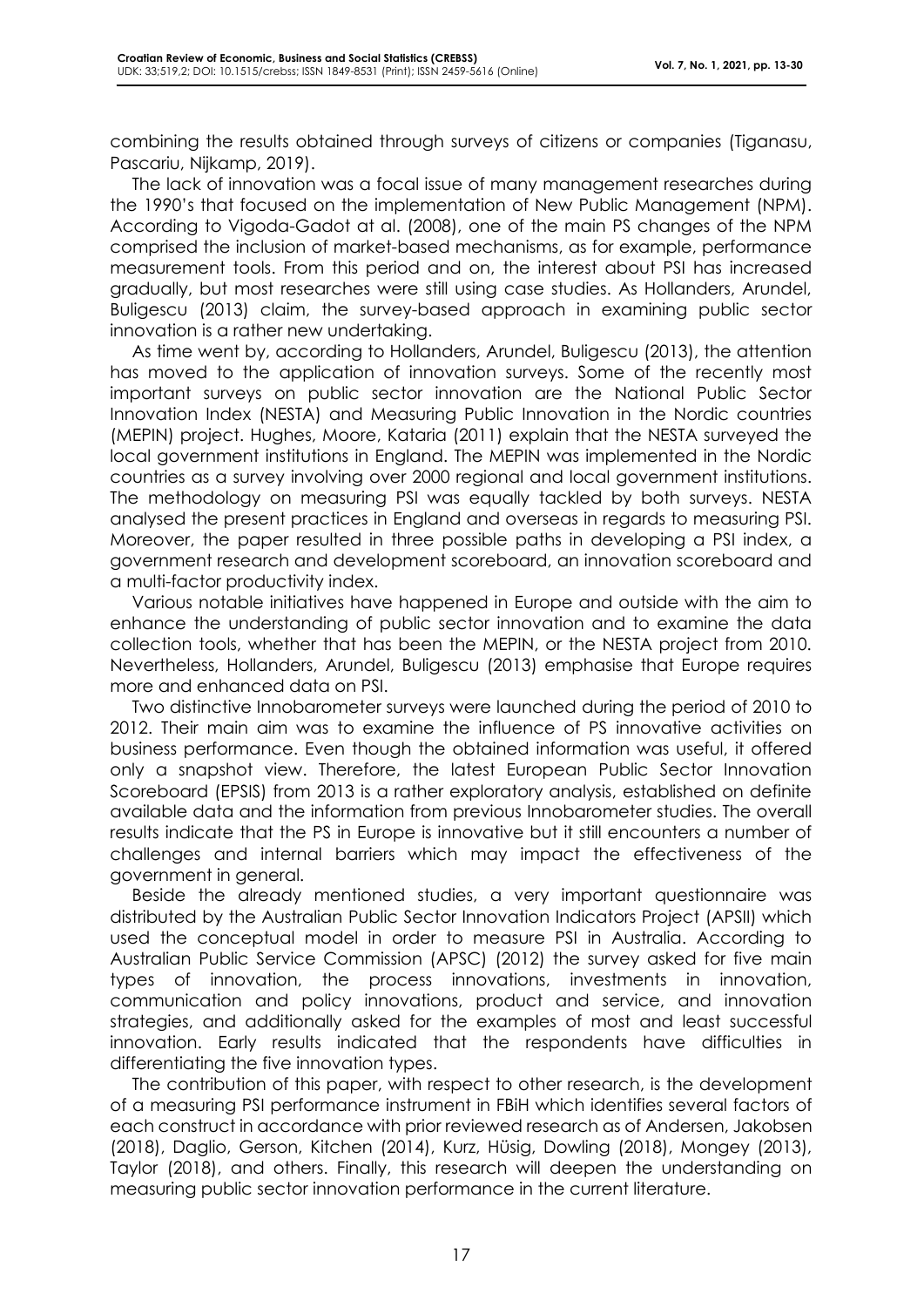combining the results obtained through surveys of citizens or companies (Tiganasu, Pascariu, Nijkamp, 2019).

The lack of innovation was a focal issue of many management researches during the 1990's that focused on the implementation of New Public Management (NPM). According to Vigoda-Gadot at al. (2008), one of the main PS changes of the NPM comprised the inclusion of market-based mechanisms, as for example, performance measurement tools. From this period and on, the interest about PSI has increased gradually, but most researches were still using case studies. As Hollanders, Arundel, Buligescu (2013) claim, the survey-based approach in examining public sector innovation is a rather new undertaking.

As time went by, according to Hollanders, Arundel, Buligescu (2013), the attention has moved to the application of innovation surveys. Some of the recently most important surveys on public sector innovation are the National Public Sector Innovation Index (NESTA) and Measuring Public Innovation in the Nordic countries (MEPIN) project. Hughes, Moore, Kataria (2011) explain that the NESTA surveyed the local government institutions in England. The MEPIN was implemented in the Nordic countries as a survey involving over 2000 regional and local government institutions. The methodology on measuring PSI was equally tackled by both surveys. NESTA analysed the present practices in England and overseas in regards to measuring PSI. Moreover, the paper resulted in three possible paths in developing a PSI index, a government research and development scoreboard, an innovation scoreboard and a multi-factor productivity index.

Various notable initiatives have happened in Europe and outside with the aim to enhance the understanding of public sector innovation and to examine the data collection tools, whether that has been the MEPIN, or the NESTA project from 2010. Nevertheless, Hollanders, Arundel, Buligescu (2013) emphasise that Europe requires more and enhanced data on PSI.

Two distinctive Innobarometer surveys were launched during the period of 2010 to 2012. Their main aim was to examine the influence of PS innovative activities on business performance. Even though the obtained information was useful, it offered only a snapshot view. Therefore, the latest European Public Sector Innovation Scoreboard (EPSIS) from 2013 is a rather exploratory analysis, established on definite available data and the information from previous Innobarometer studies. The overall results indicate that the PS in Europe is innovative but it still encounters a number of challenges and internal barriers which may impact the effectiveness of the government in general.

Beside the already mentioned studies, a very important questionnaire was distributed by the Australian Public Sector Innovation Indicators Project (APSII) which used the conceptual model in order to measure PSI in Australia. According to Australian Public Service Commission (APSC) (2012) the survey asked for five main types of innovation, the process innovations, investments in innovation, communication and policy innovations, product and service, and innovation strategies, and additionally asked for the examples of most and least successful innovation. Early results indicated that the respondents have difficulties in differentiating the five innovation types.

The contribution of this paper, with respect to other research, is the development of a measuring PSI performance instrument in FBiH which identifies several factors of each construct in accordance with prior reviewed research as of Andersen, Jakobsen (2018), Daglio, Gerson, Kitchen (2014), Kurz, Hüsig, Dowling (2018), Mongey (2013), Taylor (2018), and others. Finally, this research will deepen the understanding on measuring public sector innovation performance in the current literature.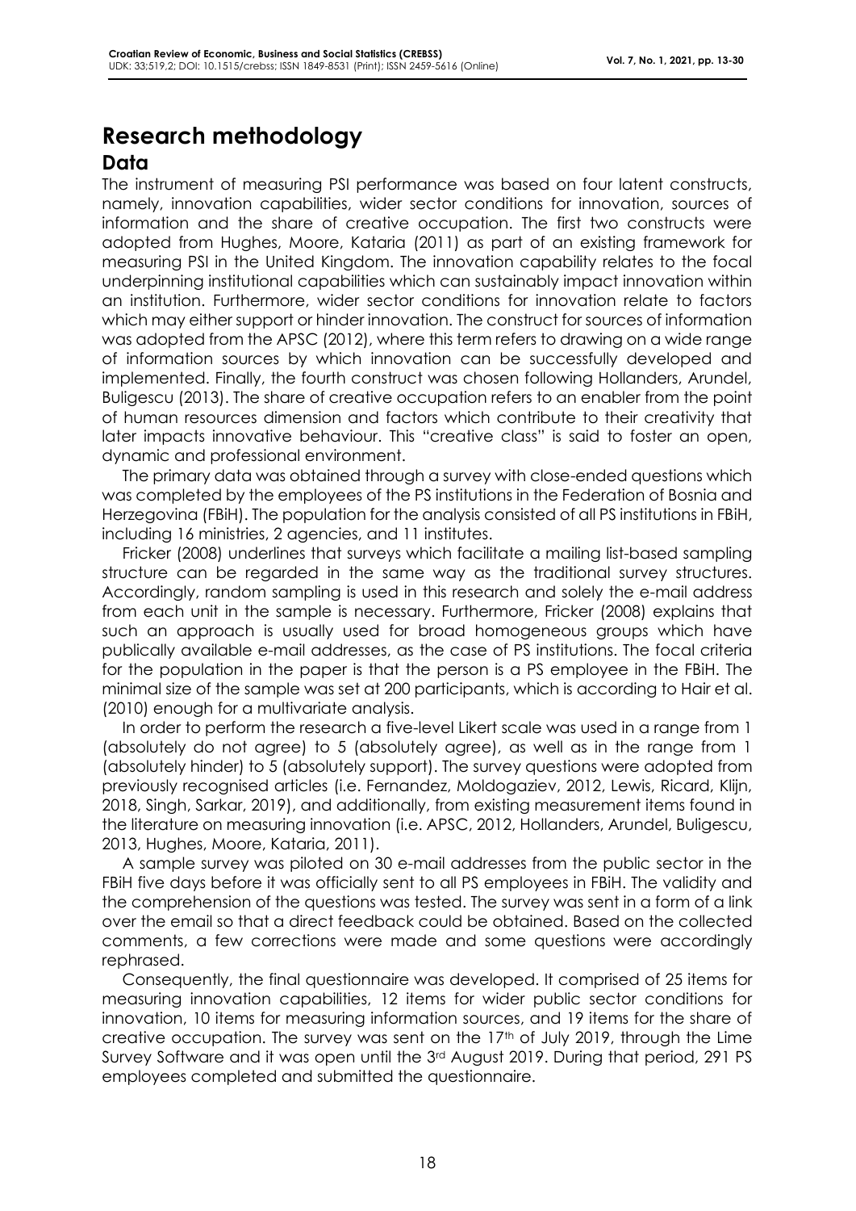# Research methodology

## Data

The instrument of measuring PSI performance was based on four latent constructs, namely, innovation capabilities, wider sector conditions for innovation, sources of information and the share of creative occupation. The first two constructs were adopted from Hughes, Moore, Kataria (2011) as part of an existing framework for measuring PSI in the United Kingdom. The innovation capability relates to the focal underpinning institutional capabilities which can sustainably impact innovation within an institution. Furthermore, wider sector conditions for innovation relate to factors which may either support or hinder innovation. The construct for sources of information was adopted from the APSC (2012), where this term refers to drawing on a wide range of information sources by which innovation can be successfully developed and implemented. Finally, the fourth construct was chosen following Hollanders, Arundel, Buligescu (2013). The share of creative occupation refers to an enabler from the point of human resources dimension and factors which contribute to their creativity that later impacts innovative behaviour. This "creative class" is said to foster an open, dynamic and professional environment.

The primary data was obtained through a survey with close-ended questions which was completed by the employees of the PS institutions in the Federation of Bosnia and Herzegovina (FBiH). The population for the analysis consisted of all PS institutions in FBiH, including 16 ministries, 2 agencies, and 11 institutes.

Fricker (2008) underlines that surveys which facilitate a mailing list-based sampling structure can be regarded in the same way as the traditional survey structures. Accordingly, random sampling is used in this research and solely the e-mail address from each unit in the sample is necessary. Furthermore, Fricker (2008) explains that such an approach is usually used for broad homogeneous groups which have publically available e-mail addresses, as the case of PS institutions. The focal criteria for the population in the paper is that the person is a PS employee in the FBiH. The minimal size of the sample was set at 200 participants, which is according to Hair et al. (2010) enough for a multivariate analysis.

In order to perform the research a five-level Likert scale was used in a range from 1 (absolutely do not agree) to 5 (absolutely agree), as well as in the range from 1 (absolutely hinder) to 5 (absolutely support). The survey questions were adopted from previously recognised articles (i.e. Fernandez, Moldogaziev, 2012, Lewis, Ricard, Klijn, 2018, Singh, Sarkar, 2019), and additionally, from existing measurement items found in the literature on measuring innovation (i.e. APSC, 2012, Hollanders, Arundel, Buligescu, 2013, Hughes, Moore, Kataria, 2011).

A sample survey was piloted on 30 e-mail addresses from the public sector in the FBiH five days before it was officially sent to all PS employees in FBiH. The validity and the comprehension of the questions was tested. The survey was sent in a form of a link over the email so that a direct feedback could be obtained. Based on the collected comments, a few corrections were made and some questions were accordingly rephrased.

Consequently, the final questionnaire was developed. It comprised of 25 items for measuring innovation capabilities, 12 items for wider public sector conditions for innovation, 10 items for measuring information sources, and 19 items for the share of creative occupation. The survey was sent on the 17th of July 2019, through the Lime Survey Software and it was open until the 3rd August 2019. During that period, 291 PS employees completed and submitted the questionnaire.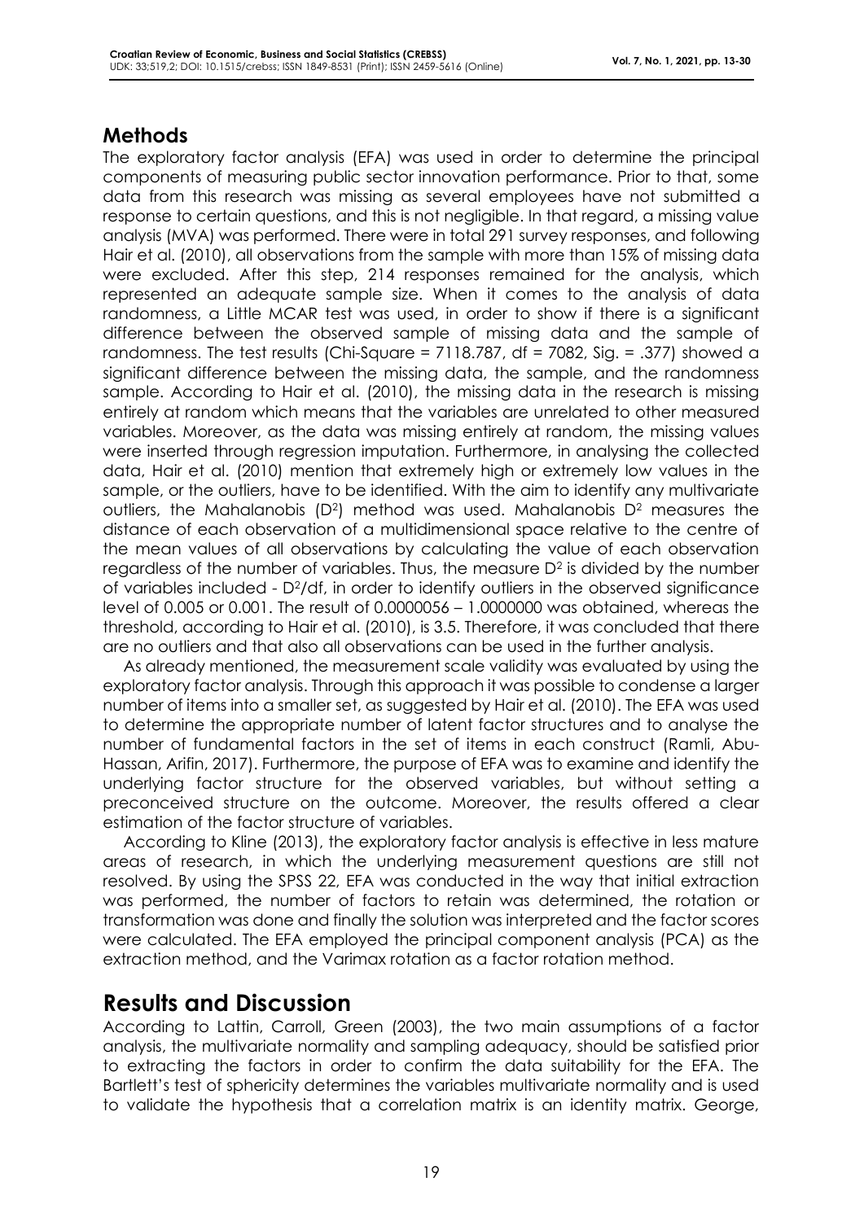## Methods

The exploratory factor analysis (EFA) was used in order to determine the principal components of measuring public sector innovation performance. Prior to that, some data from this research was missing as several employees have not submitted a response to certain questions, and this is not negligible. In that regard, a missing value analysis (MVA) was performed. There were in total 291 survey responses, and following Hair et al. (2010), all observations from the sample with more than 15% of missing data were excluded. After this step, 214 responses remained for the analysis, which represented an adequate sample size. When it comes to the analysis of data randomness, a Little MCAR test was used, in order to show if there is a significant difference between the observed sample of missing data and the sample of randomness. The test results (Chi-Square = 7118.787, df = 7082, Sig. = .377) showed a significant difference between the missing data, the sample, and the randomness sample. According to Hair et al. (2010), the missing data in the research is missing entirely at random which means that the variables are unrelated to other measured variables. Moreover, as the data was missing entirely at random, the missing values were inserted through regression imputation. Furthermore, in analysing the collected data, Hair et al. (2010) mention that extremely high or extremely low values in the sample, or the outliers, have to be identified. With the aim to identify any multivariate outliers, the Mahalanobis ($D^2$) method was used. Mahalanobis $D^2$ measures the distance of each observation of a multidimensional space relative to the centre of the mean values of all observations by calculating the value of each observation regardless of the number of variables. Thus, the measure $D^2$ is divided by the number of variables included - $D^2/df$, in order to identify outliers in the observed significance level of 0.005 or 0.001. The result of 0.0000056 – 1.0000000 was obtained, whereas the threshold, according to Hair et al. (2010), is 3.5. Therefore, it was concluded that there are no outliers and that also all observations can be used in the further analysis.

As already mentioned, the measurement scale validity was evaluated by using the exploratory factor analysis. Through this approach it was possible to condense a larger number of items into a smaller set, as suggested by Hair et al. (2010). The EFA was used to determine the appropriate number of latent factor structures and to analyse the number of fundamental factors in the set of items in each construct (Ramli, Abu-Hassan, Arifin, 2017). Furthermore, the purpose of EFA was to examine and identify the underlying factor structure for the observed variables, but without setting a preconceived structure on the outcome. Moreover, the results offered a clear estimation of the factor structure of variables.

According to Kline (2013), the exploratory factor analysis is effective in less mature areas of research, in which the underlying measurement questions are still not resolved. By using the SPSS 22, EFA was conducted in the way that initial extraction was performed, the number of factors to retain was determined, the rotation or transformation was done and finally the solution was interpreted and the factor scores were calculated. The EFA employed the principal component analysis (PCA) as the extraction method, and the Varimax rotation as a factor rotation method.

## Results and Discussion

According to Lattin, Carroll, Green (2003), the two main assumptions of a factor analysis, the multivariate normality and sampling adequacy, should be satisfied prior to extracting the factors in order to confirm the data suitability for the EFA. The Bartlett's test of sphericity determines the variables multivariate normality and is used to validate the hypothesis that a correlation matrix is an identity matrix. George,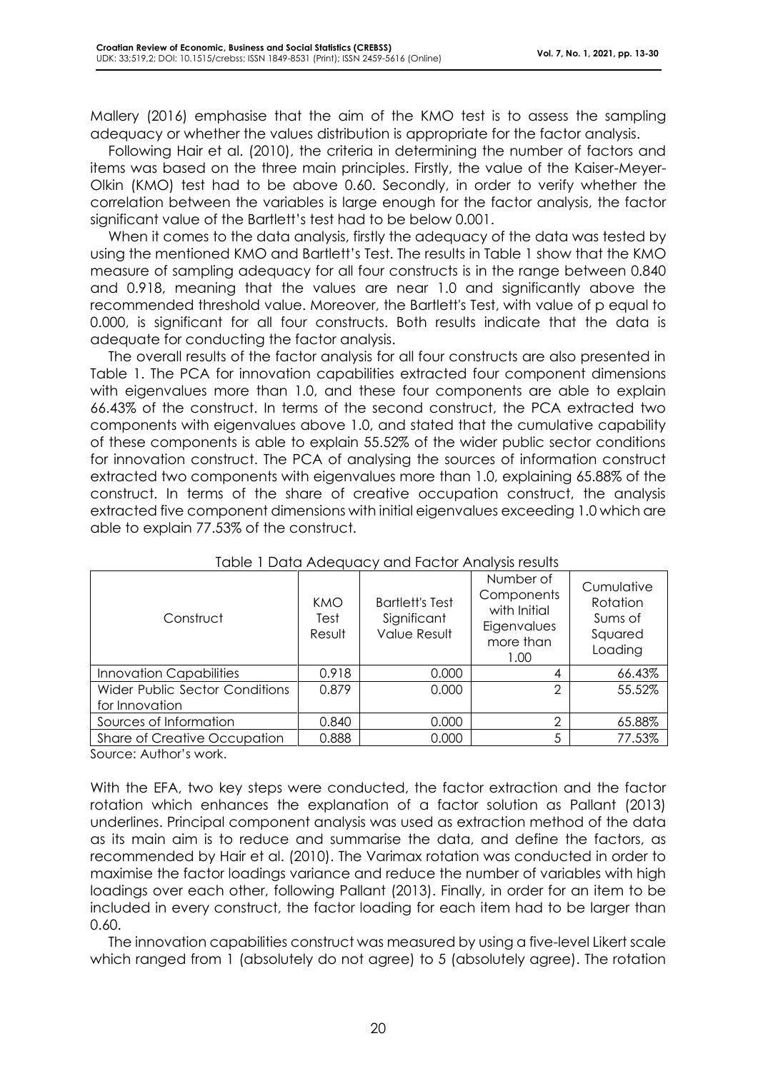Mallery (2016) emphasise that the aim of the KMO test is to assess the sampling adequacy or whether the values distribution is appropriate for the factor analysis.

Following Hair et al. (2010), the criteria in determining the number of factors and items was based on the three main principles. Firstly, the value of the Kaiser-Meyer-Olkin (KMO) test had to be above 0.60. Secondly, in order to verify whether the correlation between the variables is large enough for the factor analysis, the factor significant value of the Bartlett's test had to be below 0.001.

When it comes to the data analysis, firstly the adequacy of the data was tested by using the mentioned KMO and Bartlett's Test. The results in Table 1 show that the KMO measure of sampling adequacy for all four constructs is in the range between 0.840 and 0.918, meaning that the values are near 1.0 and significantly above the recommended threshold value. Moreover, the Bartlett's Test, with value of p equal to 0.000, is significant for all four constructs. Both results indicate that the data is adequate for conducting the factor analysis.

The overall results of the factor analysis for all four constructs are also presented in Table 1. The PCA for innovation capabilities extracted four component dimensions with eigenvalues more than 1.0, and these four components are able to explain 66.43% of the construct. In terms of the second construct, the PCA extracted two components with eigenvalues above 1.0, and stated that the cumulative capability of these components is able to explain 55.52% of the wider public sector conditions for innovation construct. The PCA of analysing the sources of information construct extracted two components with eigenvalues more than 1.0, explaining 65.88% of the construct. In terms of the share of creative occupation construct, the analysis extracted five component dimensions with initial eigenvalues exceeding 1.0 which are able to explain 77.53% of the construct.

Table 1 Data Adequacy and Factor Analysis results

| Construct | KMO Test Result | Bartlett's Test Significant Value Result | Number of Components with Initial Eigenvalues more than 1.00 | Cumulative Rotation Sums of Squared Loading |
|---|---|---|---|---|
| Innovation Capabilities | 0.918 | 0.000 | 4 | 66.43% |
| Wider Public Sector Conditions for Innovation | 0.879 | 0.000 | 2 | 55.52% |
| Sources of Information | 0.840 | 0.000 | 2 | 65.88% |
| Share of Creative Occupation | 0.888 | 0.000 | 5 | 77.53% |

Source: Author's work.

With the EFA, two key steps were conducted, the factor extraction and the factor rotation which enhances the explanation of a factor solution as Pallant (2013) underlines. Principal component analysis was used as extraction method of the data as its main aim is to reduce and summarise the data, and define the factors, as recommended by Hair et al. (2010). The Varimax rotation was conducted in order to maximise the factor loadings variance and reduce the number of variables with high loadings over each other, following Pallant (2013). Finally, in order for an item to be included in every construct, the factor loading for each item had to be larger than 0.60.

The innovation capabilities construct was measured by using a five-level Likert scale which ranged from 1 (absolutely do not agree) to 5 (absolutely agree). The rotation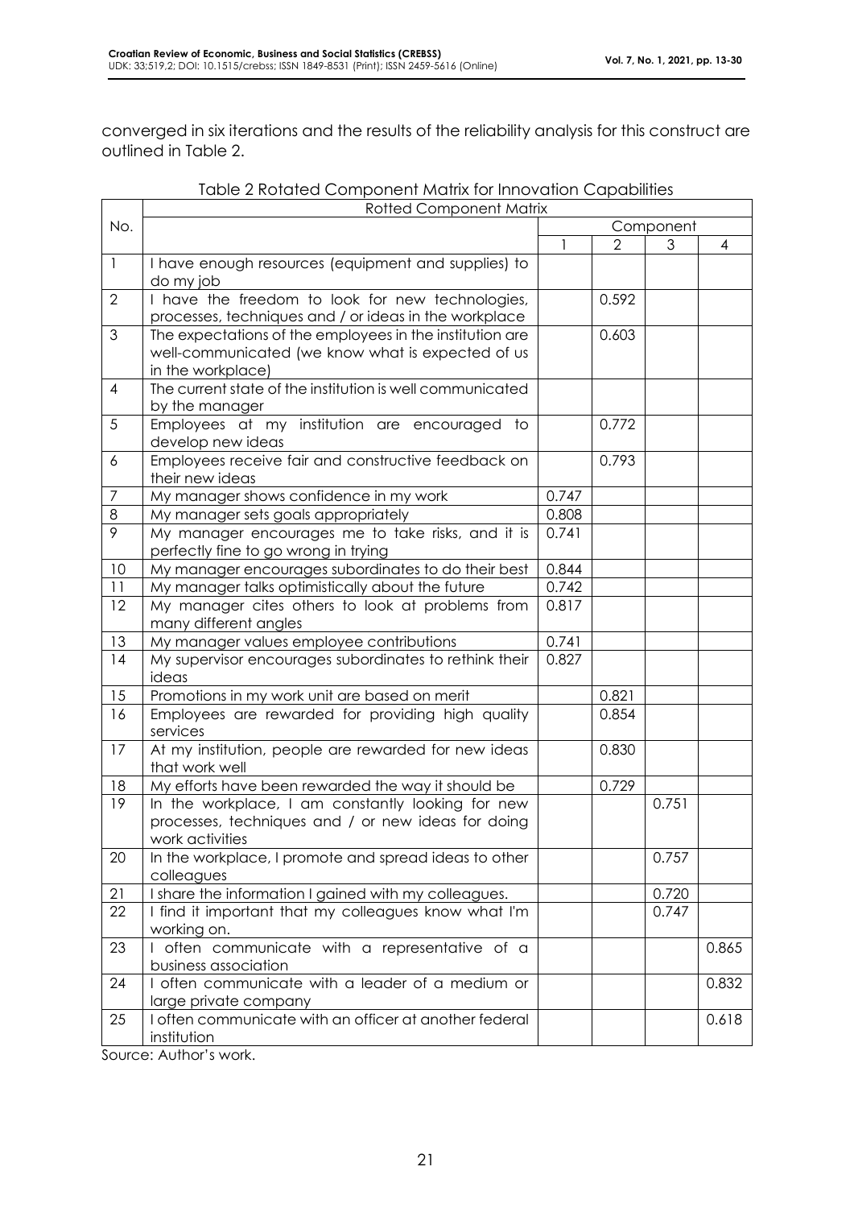converged in six iterations and the results of the reliability analysis for this construct are outlined in Table 2.

Table 2 Rotated Component Matrix for Innovation Capabilities

| No. | Rotted Component Matrix | | | | |
|---|---|---|---|---|---|
| | | Component | | | |
| | | 1 | 2 | 3 | 4 |
| 1 | I have enough resources (equipment and supplies) to do my job | | | | |
| 2 | I have the freedom to look for new technologies, processes, techniques and / or ideas in the workplace | | 0.592 | | |
| 3 | The expectations of the employees in the institution are well-communicated (we know what is expected of us in the workplace) | | 0.603 | | |
| 4 | The current state of the institution is well communicated by the manager | | | | |
| 5 | Employees at my institution are encouraged to develop new ideas | | 0.772 | | |
| 6 | Employees receive fair and constructive feedback on their new ideas | | 0.793 | | |
| 7 | My manager shows confidence in my work | 0.747 | | | |
| 8 | My manager sets goals appropriately | 0.808 | | | |
| 9 | My manager encourages me to take risks, and it is perfectly fine to go wrong in trying | 0.741 | | | |
| 10 | My manager encourages subordinates to do their best | 0.844 | | | |
| 11 | My manager talks optimistically about the future | 0.742 | | | |
| 12 | My manager cites others to look at problems from many different angles | 0.817 | | | |
| 13 | My manager values employee contributions | 0.741 | | | |
| 14 | My supervisor encourages subordinates to rethink their ideas | 0.827 | | | |
| 15 | Promotions in my work unit are based on merit | | 0.821 | | |
| 16 | Employees are rewarded for providing high quality services | | 0.854 | | |
| 17 | At my institution, people are rewarded for new ideas that work well | | 0.830 | | |
| 18 | My efforts have been rewarded the way it should be | | 0.729 | | |
| 19 | In the workplace, I am constantly looking for new processes, techniques and / or new ideas for doing work activities | | | 0.751 | |
| 20 | In the workplace, I promote and spread ideas to other colleagues | | | 0.757 | |
| 21 | I share the information I gained with my colleagues. | | | 0.720 | |
| 22 | I find it important that my colleagues know what I'm working on. | | | 0.747 | |
| 23 | I often communicate with a representative of a business association | | | | 0.865 |
| 24 | I often communicate with a leader of a medium or large private company | | | | 0.832 |
| 25 | I often communicate with an officer at another federal institution | | | | 0.618 |

Source: Author's work.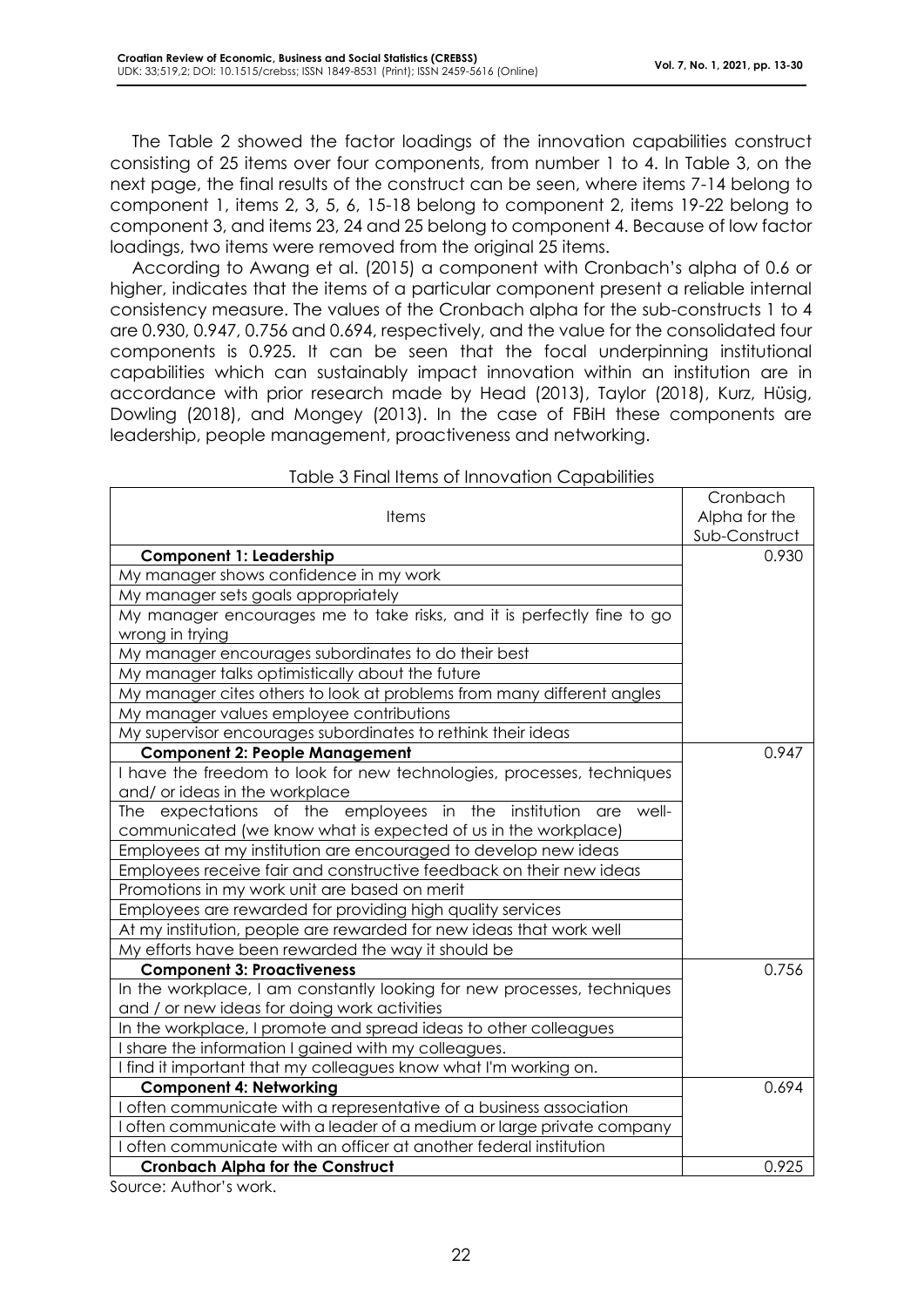The Table 2 showed the factor loadings of the innovation capabilities construct consisting of 25 items over four components, from number 1 to 4. In Table 3, on the next page, the final results of the construct can be seen, where items 7-14 belong to component 1, items 2, 3, 5, 6, 15-18 belong to component 2, items 19-22 belong to component 3, and items 23, 24 and 25 belong to component 4. Because of low factor loadings, two items were removed from the original 25 items.

According to Awang et al. (2015) a component with Cronbach's alpha of 0.6 or higher, indicates that the items of a particular component present a reliable internal consistency measure. The values of the Cronbach alpha for the sub-constructs 1 to 4 are 0.930, 0.947, 0.756 and 0.694, respectively, and the value for the consolidated four components is 0.925. It can be seen that the focal underpinning institutional capabilities which can sustainably impact innovation within an institution are in accordance with prior research made by Head (2013), Taylor (2018), Kurz, Hüsig, Dowling (2018), and Mongey (2013). In the case of FBiH these components are leadership, people management, proactiveness and networking.

Table 3 Final Items of Innovation Capabilities

| Items | Cronbach Alpha for the Sub-Construct |
|---|---|
| **Component 1: Leadership** | 0.930 |
| My manager shows confidence in my work | |
| My manager sets goals appropriately | |
| My manager encourages me to take risks, and it is perfectly fine to go wrong in trying | |
| My manager encourages subordinates to do their best | |
| My manager talks optimistically about the future | |
| My manager cites others to look at problems from many different angles | |
| My manager values employee contributions | |
| My supervisor encourages subordinates to rethink their ideas | |
| **Component 2: People Management** | 0.947 |
| I have the freedom to look for new technologies, processes, techniques and/ or ideas in the workplace | |
| The expectations of the employees in the institution are well-communicated (we know what is expected of us in the workplace) | |
| Employees at my institution are encouraged to develop new ideas | |
| Employees receive fair and constructive feedback on their new ideas | |
| Promotions in my work unit are based on merit | |
| Employees are rewarded for providing high quality services | |
| At my institution, people are rewarded for new ideas that work well | |
| My efforts have been rewarded the way it should be | |
| **Component 3: Proactiveness** | 0.756 |
| In the workplace, I am constantly looking for new processes, techniques and / or new ideas for doing work activities | |
| In the workplace, I promote and spread ideas to other colleagues | |
| I share the information I gained with my colleagues. | |
| I find it important that my colleagues know what I'm working on. | |
| **Component 4: Networking** | 0.694 |
| I often communicate with a representative of a business association | |
| I often communicate with a leader of a medium or large private company | |
| I often communicate with an officer at another federal institution | |
| **Cronbach Alpha for the Construct** | 0.925 |

Source: Author's work.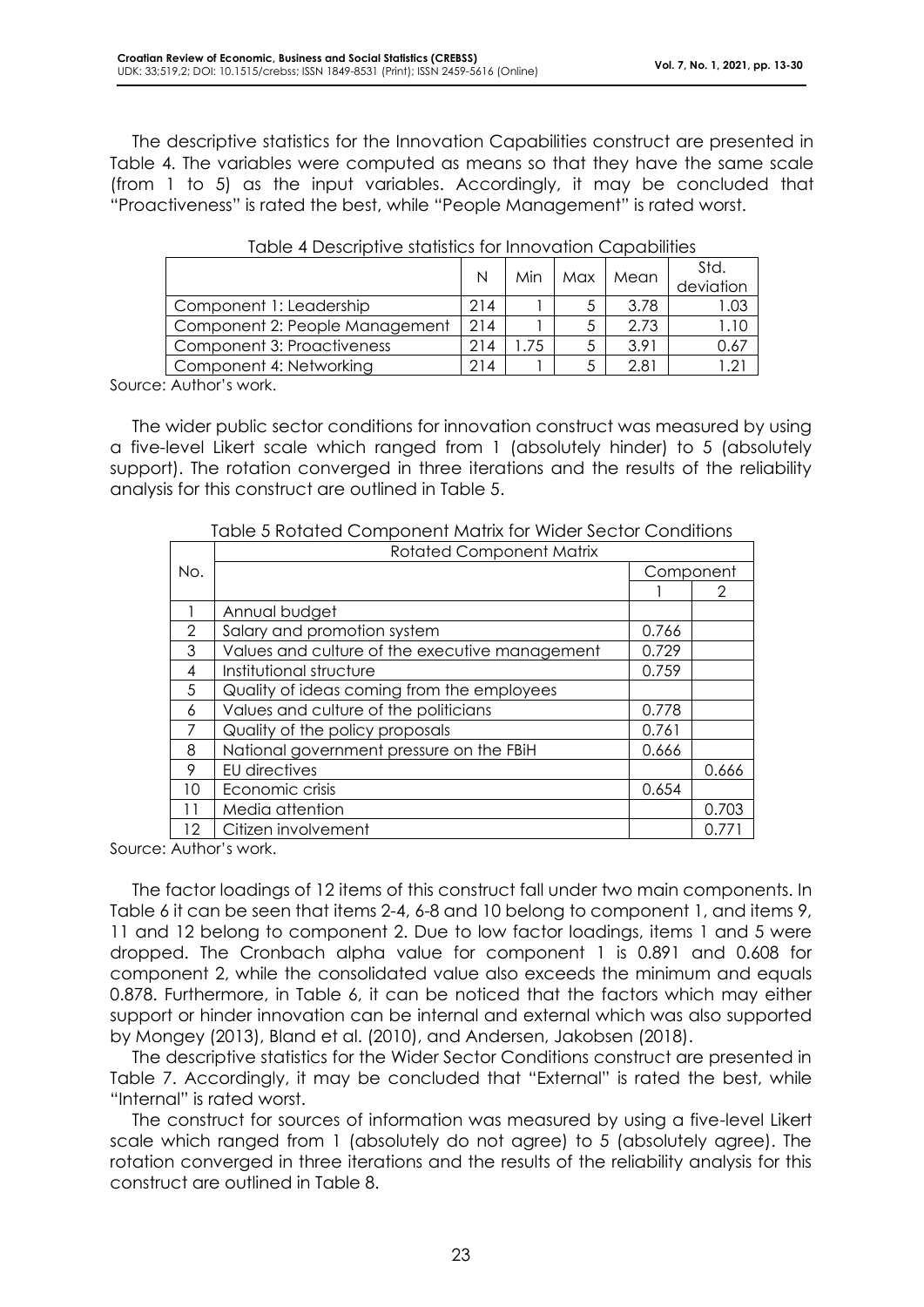The descriptive statistics for the Innovation Capabilities construct are presented in Table 4. The variables were computed as means so that they have the same scale (from 1 to 5) as the input variables. Accordingly, it may be concluded that "Proactiveness" is rated the best, while "People Management" is rated worst.

Table 4 Descriptive statistics for Innovation Capabilities

| | N | Min | Max | Mean | Std. deviation |
|---|---|---|---|---|---|
| Component 1: Leadership | 214 | 1 | 5 | 3.78 | 1.03 |
| Component 2: People Management | 214 | 1 | 5 | 2.73 | 1.10 |
| Component 3: Proactiveness | 214 | 1.75 | 5 | 3.91 | 0.67 |
| Component 4: Networking | 214 | 1 | 5 | 2.81 | 1.21 |

Source: Author's work.

The wider public sector conditions for innovation construct was measured by using a five-level Likert scale which ranged from 1 (absolutely hinder) to 5 (absolutely support). The rotation converged in three iterations and the results of the reliability analysis for this construct are outlined in Table 5.

Table 5 Rotated Component Matrix for Wider Sector Conditions

| No. | Rotated Component Matrix | | |
|---|---|---|---|
| | | Component | |
| | | 1 | 2 |
| 1 | Annual budget | | |
| 2 | Salary and promotion system | 0.766 | |
| 3 | Values and culture of the executive management | 0.729 | |
| 4 | Institutional structure | 0.759 | |
| 5 | Quality of ideas coming from the employees | | |
| 6 | Values and culture of the politicians | 0.778 | |
| 7 | Quality of the policy proposals | 0.761 | |
| 8 | National government pressure on the FBiH | 0.666 | |
| 9 | EU directives | | 0.666 |
| 10 | Economic crisis | 0.654 | |
| 11 | Media attention | | 0.703 |
| 12 | Citizen involvement | | 0.771 |

Source: Author's work.

The factor loadings of 12 items of this construct fall under two main components. In Table 6 it can be seen that items 2-4, 6-8 and 10 belong to component 1, and items 9, 11 and 12 belong to component 2. Due to low factor loadings, items 1 and 5 were dropped. The Cronbach alpha value for component 1 is 0.891 and 0.608 for component 2, while the consolidated value also exceeds the minimum and equals 0.878. Furthermore, in Table 6, it can be noticed that the factors which may either support or hinder innovation can be internal and external which was also supported by Mongey (2013), Bland et al. (2010), and Andersen, Jakobsen (2018).

The descriptive statistics for the Wider Sector Conditions construct are presented in Table 7. Accordingly, it may be concluded that "External" is rated the best, while "Internal" is rated worst.

The construct for sources of information was measured by using a five-level Likert scale which ranged from 1 (absolutely do not agree) to 5 (absolutely agree). The rotation converged in three iterations and the results of the reliability analysis for this construct are outlined in Table 8.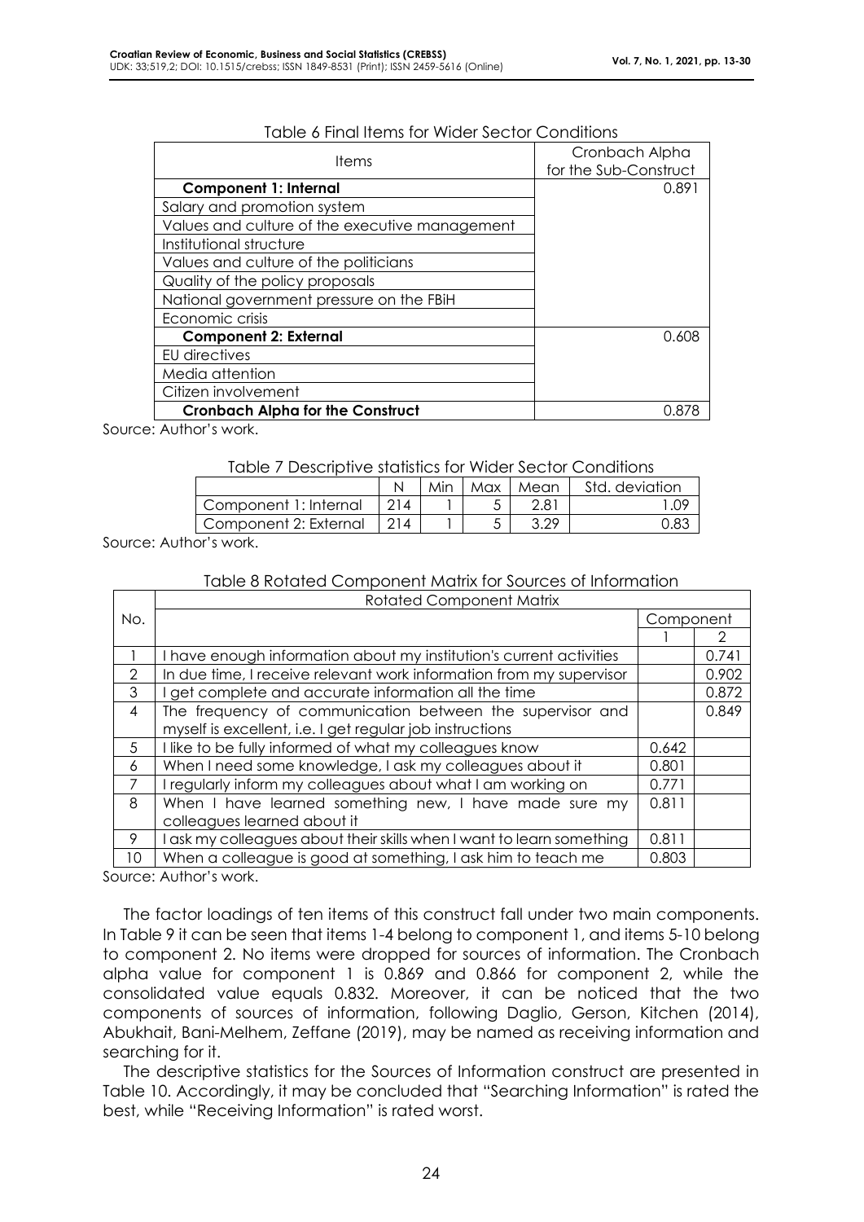Table 6 Final Items for Wider Sector Conditions

| Items | Cronbach Alpha for the Sub-Construct |
|---|---|
| **Component 1: Internal** | 0.891 |
| Salary and promotion system | |
| Values and culture of the executive management | |
| Institutional structure | |
| Values and culture of the politicians | |
| Quality of the policy proposals | |
| National government pressure on the FBiH | |
| Economic crisis | |
| **Component 2: External** | 0.608 |
| EU directives | |
| Media attention | |
| Citizen involvement | |
| **Cronbach Alpha for the Construct** | 0.878 |

Source: Author's work.

Table 7 Descriptive statistics for Wider Sector Conditions

| | N | Min | Max | Mean | Std. deviation |
|---|---|---|---|---|---|
| Component 1: Internal | 214 | 1 | 5 | 2.81 | 1.09 |
| Component 2: External | 214 | 1 | 5 | 3.29 | 0.83 |

Source: Author's work.

Table 8 Rotated Component Matrix for Sources of Information

| No. | Rotated Component Matrix | Component | |
|---|---|---|---|
| | | 1 | 2 |
| 1 | I have enough information about my institution's current activities | | 0.741 |
| 2 | In due time, I receive relevant work information from my supervisor | | 0.902 |
| 3 | I get complete and accurate information all the time | | 0.872 |
| 4 | The frequency of communication between the supervisor and myself is excellent, i.e. I get regular job instructions | | 0.849 |
| 5 | I like to be fully informed of what my colleagues know | 0.642 | |
| 6 | When I need some knowledge, I ask my colleagues about it | 0.801 | |
| 7 | I regularly inform my colleagues about what I am working on | 0.771 | |
| 8 | When I have learned something new, I have made sure my colleagues learned about it | 0.811 | |
| 9 | I ask my colleagues about their skills when I want to learn something | 0.811 | |
| 10 | When a colleague is good at something, I ask him to teach me | 0.803 | |

Source: Author's work.

The factor loadings of ten items of this construct fall under two main components. In Table 9 it can be seen that items 1-4 belong to component 1, and items 5-10 belong to component 2. No items were dropped for sources of information. The Cronbach alpha value for component 1 is 0.869 and 0.866 for component 2, while the consolidated value equals 0.832. Moreover, it can be noticed that the two components of sources of information, following Daglio, Gerson, Kitchen (2014), Abukhait, Bani-Melhem, Zeffane (2019), may be named as receiving information and searching for it.

The descriptive statistics for the Sources of Information construct are presented in Table 10. Accordingly, it may be concluded that "Searching Information" is rated the best, while "Receiving Information" is rated worst.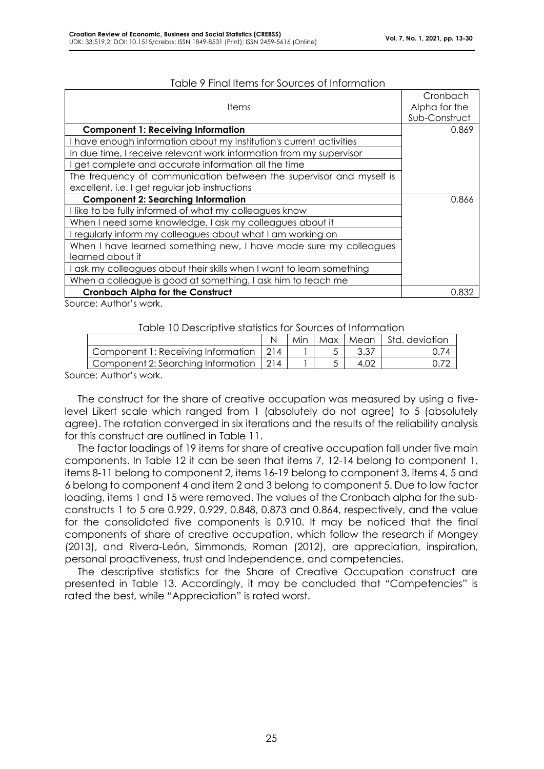Table 9 Final Items for Sources of Information

| Items | Cronbach Alpha for the Sub-Construct |
|---|---|
| **Component 1: Receiving Information** | 0.869 |
| I have enough information about my institution's current activities | |
| In due time, I receive relevant work information from my supervisor | |
| I get complete and accurate information all the time | |
| The frequency of communication between the supervisor and myself is excellent, i.e. I get regular job instructions | |
| **Component 2: Searching Information** | 0.866 |
| I like to be fully informed of what my colleagues know | |
| When I need some knowledge, I ask my colleagues about it | |
| I regularly inform my colleagues about what I am working on | |
| When I have learned something new, I have made sure my colleagues learned about it | |
| I ask my colleagues about their skills when I want to learn something | |
| When a colleague is good at something, I ask him to teach me | |
| **Cronbach Alpha for the Construct** | 0.832 |

Source: Author's work.

Table 10 Descriptive statistics for Sources of Information

| | N | Min | Max | Mean | Std. deviation |
|---|---|---|---|---|---|
| Component 1: Receiving Information | 214 | 1 | 5 | 3.37 | 0.74 |
| Component 2: Searching Information | 214 | 1 | 5 | 4.02 | 0.72 |

Source: Author's work.

The construct for the share of creative occupation was measured by using a five-level Likert scale which ranged from 1 (absolutely do not agree) to 5 (absolutely agree). The rotation converged in six iterations and the results of the reliability analysis for this construct are outlined in Table 11.

The factor loadings of 19 items for share of creative occupation fall under five main components. In Table 12 it can be seen that items 7, 12-14 belong to component 1, items 8-11 belong to component 2, items 16-19 belong to component 3, items 4, 5 and 6 belong to component 4 and item 2 and 3 belong to component 5. Due to low factor loading, items 1 and 15 were removed. The values of the Cronbach alpha for the sub-constructs 1 to 5 are 0.929, 0.929, 0.848, 0.873 and 0.864, respectively, and the value for the consolidated five components is 0.910. It may be noticed that the final components of share of creative occupation, which follow the research if Mongey (2013), and Rivera-León, Simmonds, Roman (2012), are appreciation, inspiration, personal proactiveness, trust and independence, and competencies.

The descriptive statistics for the Share of Creative Occupation construct are presented in Table 13. Accordingly, it may be concluded that "Competencies" is rated the best, while "Appreciation" is rated worst.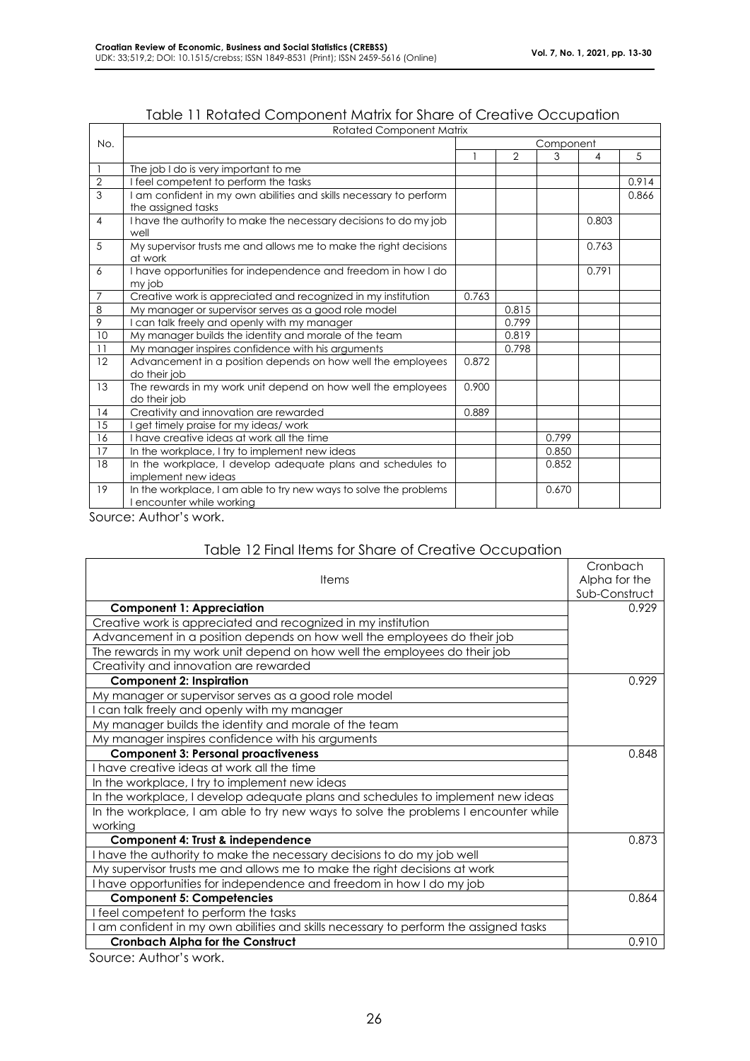Table 11 Rotated Component Matrix for Share of Creative Occupation

| No. | Rotated Component Matrix | Component | | | | |
|---|---|---|---|---|---|---|
| | | 1 | 2 | 3 | 4 | 5 |
| 1 | The job I do is very important to me | | | | | |
| 2 | I feel competent to perform the tasks | | | | | 0.914 |
| 3 | I am confident in my own abilities and skills necessary to perform the assigned tasks | | | | | 0.866 |
| 4 | I have the authority to make the necessary decisions to do my job well | | | | 0.803 | |
| 5 | My supervisor trusts me and allows me to make the right decisions at work | | | | 0.763 | |
| 6 | I have opportunities for independence and freedom in how I do my job | | | | 0.791 | |
| 7 | Creative work is appreciated and recognized in my institution | 0.763 | | | | |
| 8 | My manager or supervisor serves as a good role model | | 0.815 | | | |
| 9 | I can talk freely and openly with my manager | | 0.799 | | | |
| 10 | My manager builds the identity and morale of the team | | 0.819 | | | |
| 11 | My manager inspires confidence with his arguments | | 0.798 | | | |
| 12 | Advancement in a position depends on how well the employees do their job | 0.872 | | | | |
| 13 | The rewards in my work unit depend on how well the employees do their job | 0.900 | | | | |
| 14 | Creativity and innovation are rewarded | 0.889 | | | | |
| 15 | I get timely praise for my ideas/ work | | | | | |
| 16 | I have creative ideas at work all the time | | | 0.799 | | |
| 17 | In the workplace, I try to implement new ideas | | | 0.850 | | |
| 18 | In the workplace, I develop adequate plans and schedules to implement new ideas | | | 0.852 | | |
| 19 | In the workplace, I am able to try new ways to solve the problems I encounter while working | | | 0.670 | | |

Source: Author's work.

Table 12 Final Items for Share of Creative Occupation

| Items | Cronbach Alpha for the Sub-Construct |
|---|---|
| **Component 1: Appreciation** | 0.929 |
| Creative work is appreciated and recognized in my institution | |
| Advancement in a position depends on how well the employees do their job | |
| The rewards in my work unit depend on how well the employees do their job | |
| Creativity and innovation are rewarded | |
| **Component 2: Inspiration** | 0.929 |
| My manager or supervisor serves as a good role model | |
| I can talk freely and openly with my manager | |
| My manager builds the identity and morale of the team | |
| My manager inspires confidence with his arguments | |
| **Component 3: Personal proactiveness** | 0.848 |
| I have creative ideas at work all the time | |
| In the workplace, I try to implement new ideas | |
| In the workplace, I develop adequate plans and schedules to implement new ideas | |
| In the workplace, I am able to try new ways to solve the problems I encounter while working | |
| **Component 4: Trust & independence** | 0.873 |
| I have the authority to make the necessary decisions to do my job well | |
| My supervisor trusts me and allows me to make the right decisions at work | |
| I have opportunities for independence and freedom in how I do my job | |
| **Component 5: Competencies** | 0.864 |
| I feel competent to perform the tasks | |
| I am confident in my own abilities and skills necessary to perform the assigned tasks | |
| **Cronbach Alpha for the Construct** | 0.910 |

Source: Author's work.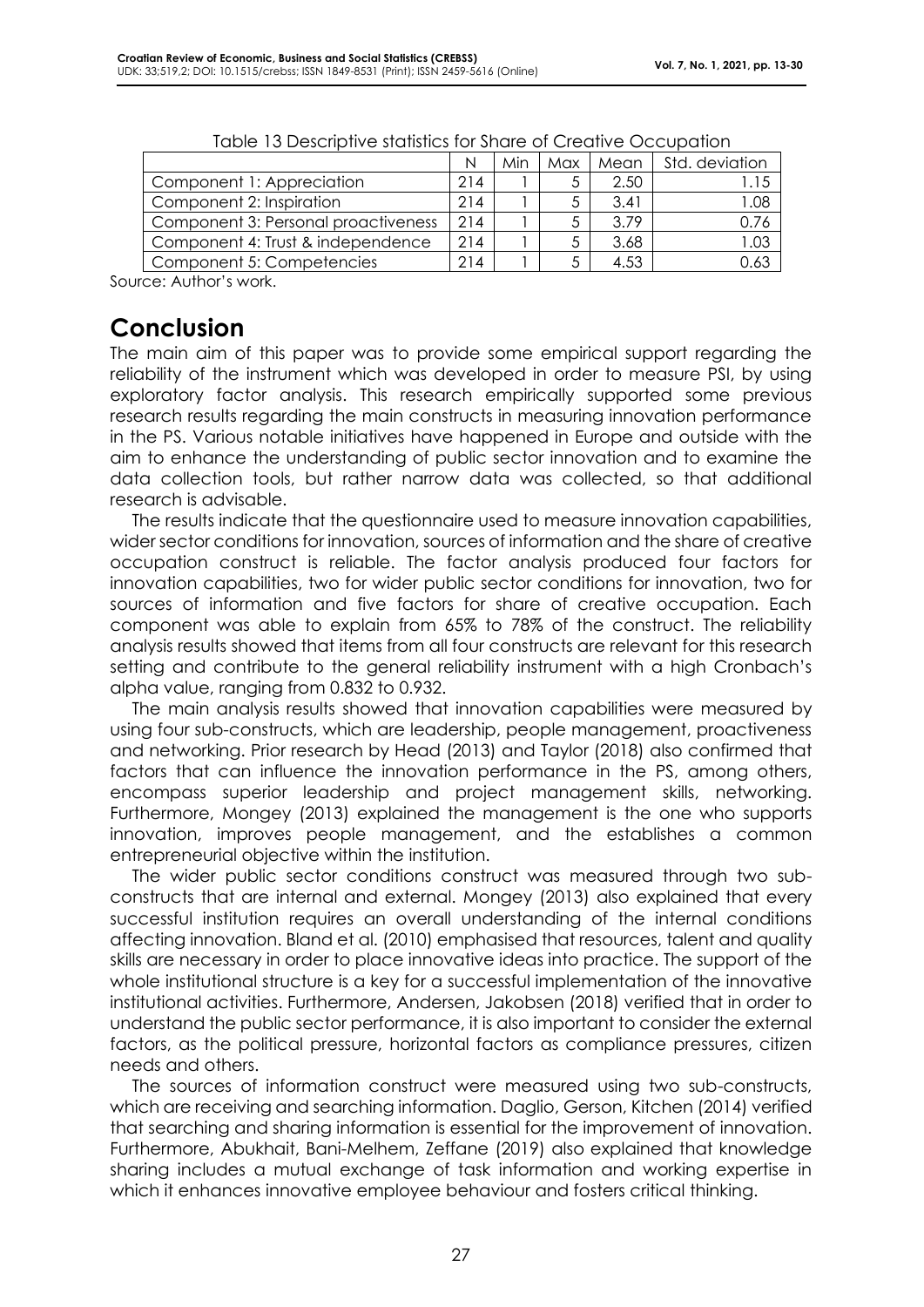Table 13 Descriptive statistics for Share of Creative Occupation

| | N | Min | Max | Mean | Std. deviation |
|---|---|---|---|---|---|
| Component 1: Appreciation | 214 | 1 | 5 | 2.50 | 1.15 |
| Component 2: Inspiration | 214 | 1 | 5 | 3.41 | 1.08 |
| Component 3: Personal proactiveness | 214 | 1 | 5 | 3.79 | 0.76 |
| Component 4: Trust & independence | 214 | 1 | 5 | 3.68 | 1.03 |
| Component 5: Competencies | 214 | 1 | 5 | 4.53 | 0.63 |

Source: Author's work.

# Conclusion

The main aim of this paper was to provide some empirical support regarding the reliability of the instrument which was developed in order to measure PSI, by using exploratory factor analysis. This research empirically supported some previous research results regarding the main constructs in measuring innovation performance in the PS. Various notable initiatives have happened in Europe and outside with the aim to enhance the understanding of public sector innovation and to examine the data collection tools, but rather narrow data was collected, so that additional research is advisable.

The results indicate that the questionnaire used to measure innovation capabilities, wider sector conditions for innovation, sources of information and the share of creative occupation construct is reliable. The factor analysis produced four factors for innovation capabilities, two for wider public sector conditions for innovation, two for sources of information and five factors for share of creative occupation. Each component was able to explain from 65% to 78% of the construct. The reliability analysis results showed that items from all four constructs are relevant for this research setting and contribute to the general reliability instrument with a high Cronbach's alpha value, ranging from 0.832 to 0.932.

The main analysis results showed that innovation capabilities were measured by using four sub-constructs, which are leadership, people management, proactiveness and networking. Prior research by Head (2013) and Taylor (2018) also confirmed that factors that can influence the innovation performance in the PS, among others, encompass superior leadership and project management skills, networking. Furthermore, Mongey (2013) explained the management is the one who supports innovation, improves people management, and the establishes a common entrepreneurial objective within the institution.

The wider public sector conditions construct was measured through two sub-constructs that are internal and external. Mongey (2013) also explained that every successful institution requires an overall understanding of the internal conditions affecting innovation. Bland et al. (2010) emphasised that resources, talent and quality skills are necessary in order to place innovative ideas into practice. The support of the whole institutional structure is a key for a successful implementation of the innovative institutional activities. Furthermore, Andersen, Jakobsen (2018) verified that in order to understand the public sector performance, it is also important to consider the external factors, as the political pressure, horizontal factors as compliance pressures, citizen needs and others.

The sources of information construct were measured using two sub-constructs, which are receiving and searching information. Daglio, Gerson, Kitchen (2014) verified that searching and sharing information is essential for the improvement of innovation. Furthermore, Abukhait, Bani-Melhem, Zeffane (2019) also explained that knowledge sharing includes a mutual exchange of task information and working expertise in which it enhances innovative employee behaviour and fosters critical thinking.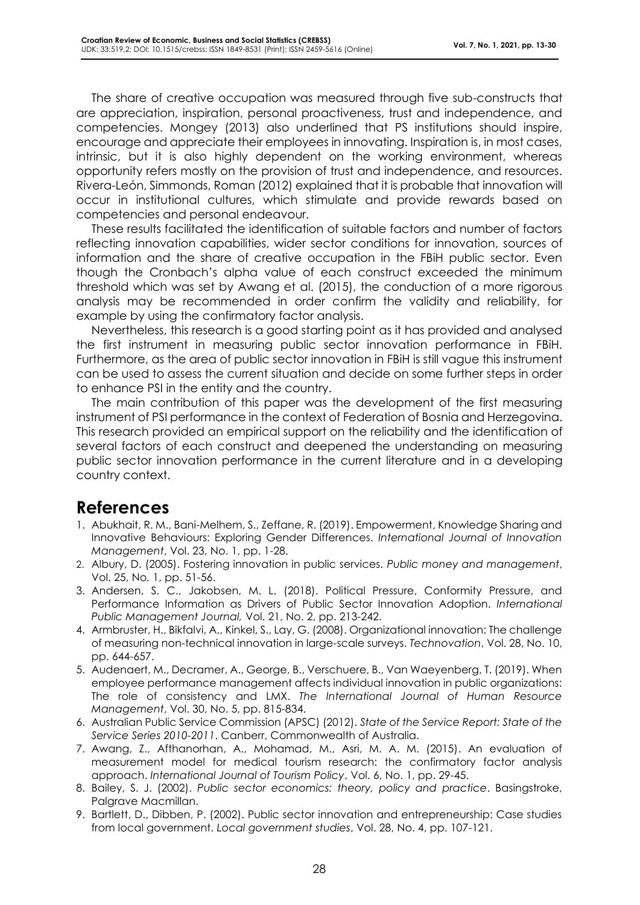The share of creative occupation was measured through five sub-constructs that are appreciation, inspiration, personal proactiveness, trust and independence, and competencies. Mongey (2013) also underlined that PS institutions should inspire, encourage and appreciate their employees in innovating. Inspiration is, in most cases, intrinsic, but it is also highly dependent on the working environment, whereas opportunity refers mostly on the provision of trust and independence, and resources. Rivera-León, Simmonds, Roman (2012) explained that it is probable that innovation will occur in institutional cultures, which stimulate and provide rewards based on competencies and personal endeavour.

These results facilitated the identification of suitable factors and number of factors reflecting innovation capabilities, wider sector conditions for innovation, sources of information and the share of creative occupation in the FBiH public sector. Even though the Cronbach's alpha value of each construct exceeded the minimum threshold which was set by Awang et al. (2015), the conduction of a more rigorous analysis may be recommended in order confirm the validity and reliability, for example by using the confirmatory factor analysis.

Nevertheless, this research is a good starting point as it has provided and analysed the first instrument in measuring public sector innovation performance in FBiH. Furthermore, as the area of public sector innovation in FBiH is still vague this instrument can be used to assess the current situation and decide on some further steps in order to enhance PSI in the entity and the country.

The main contribution of this paper was the development of the first measuring instrument of PSI performance in the context of Federation of Bosnia and Herzegovina. This research provided an empirical support on the reliability and the identification of several factors of each construct and deepened the understanding on measuring public sector innovation performance in the current literature and in a developing country context.

# References

1. Abukhait, R. M., Bani-Melhem, S., Zeffane, R. (2019). Empowerment, Knowledge Sharing and Innovative Behaviours: Exploring Gender Differences. *International Journal of Innovation Management*, Vol. 23, No. 1, pp. 1-28.
2. Albury, D. (2005). Fostering innovation in public services. *Public money and management*, Vol. 25, No. 1, pp. 51-56.
3. Andersen, S. C., Jakobsen, M. L. (2018). Political Pressure, Conformity Pressure, and Performance Information as Drivers of Public Sector Innovation Adoption. *International Public Management Journal,* Vol. 21, No. 2, pp. 213-242.
4. Armbruster, H., Bikfalvi, A., Kinkel, S., Lay, G. (2008). Organizational innovation: The challenge of measuring non-technical innovation in large-scale surveys. *Technovation*, Vol. 28, No. 10, pp. 644-657.
5. Audenaert, M., Decramer, A., George, B., Verschuere, B., Van Waeyenberg, T. (2019). When employee performance management affects individual innovation in public organizations: The role of consistency and LMX. *The International Journal of Human Resource Management*, Vol. 30, No. 5, pp. 815-834.
6. Australian Public Service Commission (APSC) (2012). *State of the Service Report: State of the Service Series 2010-2011*. Canberr, Commonwealth of Australia.
7. Awang, Z., Afthanorhan, A., Mohamad, M., Asri, M. A. M. (2015). An evaluation of measurement model for medical tourism research: the confirmatory factor analysis approach. *International Journal of Tourism Policy*, Vol. 6, No. 1, pp. 29-45.
8. Bailey, S. J. (2002). *Public sector economics: theory, policy and practice*. Basingstroke, Palgrave Macmillan.
9. Bartlett, D., Dibben, P. (2002). Public sector innovation and entrepreneurship: Case studies from local government. *Local government studies*, Vol. 28, No. 4, pp. 107-121.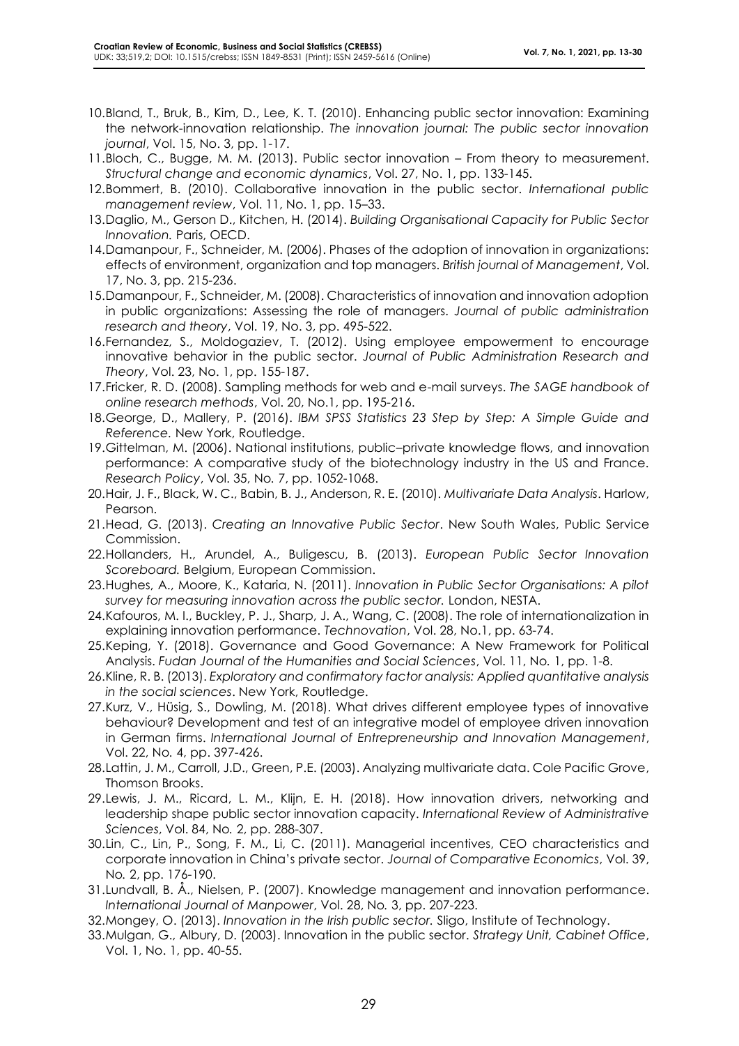10. Bland, T., Bruk, B., Kim, D., Lee, K. T. (2010). Enhancing public sector innovation: Examining the network-innovation relationship. *The innovation journal: The public sector innovation journal*, Vol. 15, No. 3, pp. 1-17.
11. Bloch, C., Bugge, M. M. (2013). Public sector innovation – From theory to measurement. *Structural change and economic dynamics*, Vol. 27, No. 1, pp. 133-145.
12. Bommert, B. (2010). Collaborative innovation in the public sector. *International public management review*, Vol. 11, No. 1, pp. 15–33.
13. Daglio, M., Gerson D., Kitchen, H. (2014). *Building Organisational Capacity for Public Sector Innovation.* Paris, OECD.
14. Damanpour, F., Schneider, M. (2006). Phases of the adoption of innovation in organizations: effects of environment, organization and top managers. *British journal of Management*, Vol. 17, No. 3, pp. 215-236.
15. Damanpour, F., Schneider, M. (2008). Characteristics of innovation and innovation adoption in public organizations: Assessing the role of managers. *Journal of public administration research and theory*, Vol. 19, No. 3, pp. 495-522.
16. Fernandez, S., Moldogaziev, T. (2012). Using employee empowerment to encourage innovative behavior in the public sector. *Journal of Public Administration Research and Theory*, Vol. 23, No. 1, pp. 155-187.
17. Fricker, R. D. (2008). Sampling methods for web and e-mail surveys. *The SAGE handbook of online research methods*, Vol. 20, No.1, pp. 195-216.
18. George, D., Mallery, P. (2016). *IBM SPSS Statistics 23 Step by Step: A Simple Guide and Reference.* New York, Routledge.
19. Gittelman, M. (2006). National institutions, public–private knowledge flows, and innovation performance: A comparative study of the biotechnology industry in the US and France. *Research Policy*, Vol. 35, No. 7, pp. 1052-1068.
20. Hair, J. F., Black, W. C., Babin, B. J., Anderson, R. E. (2010). *Multivariate Data Analysis*. Harlow, Pearson.
21. Head, G. (2013). *Creating an Innovative Public Sector*. New South Wales, Public Service Commission.
22. Hollanders, H., Arundel, A., Buligescu, B. (2013). *European Public Sector Innovation Scoreboard.* Belgium, European Commission.
23. Hughes, A., Moore, K., Kataria, N. (2011). *Innovation in Public Sector Organisations: A pilot survey for measuring innovation across the public sector.* London, NESTA.
24. Kafouros, M. I., Buckley, P. J., Sharp, J. A., Wang, C. (2008). The role of internationalization in explaining innovation performance. *Technovation*, Vol. 28, No.1, pp. 63-74.
25. Keping, Y. (2018). Governance and Good Governance: A New Framework for Political Analysis. *Fudan Journal of the Humanities and Social Sciences*, Vol. 11, No. 1, pp. 1-8.
26. Kline, R. B. (2013). *Exploratory and confirmatory factor analysis: Applied quantitative analysis in the social sciences*. New York, Routledge.
27. Kurz, V., Hüsig, S., Dowling, M. (2018). What drives different employee types of innovative behaviour? Development and test of an integrative model of employee driven innovation in German firms. *International Journal of Entrepreneurship and Innovation Management*, Vol. 22, No. 4, pp. 397-426.
28. Lattin, J. M., Carroll, J.D., Green, P.E. (2003). Analyzing multivariate data. Cole Pacific Grove, Thomson Brooks.
29. Lewis, J. M., Ricard, L. M., Klijn, E. H. (2018). How innovation drivers, networking and leadership shape public sector innovation capacity. *International Review of Administrative Sciences*, Vol. 84, No. 2, pp. 288-307.
30. Lin, C., Lin, P., Song, F. M., Li, C. (2011). Managerial incentives, CEO characteristics and corporate innovation in China's private sector. *Journal of Comparative Economics*, Vol. 39, No. 2, pp. 176-190.
31. Lundvall, B. Å., Nielsen, P. (2007). Knowledge management and innovation performance. *International Journal of Manpower*, Vol. 28, No. 3, pp. 207-223.
32. Mongey, O. (2013). *Innovation in the Irish public sector.* Sligo, Institute of Technology.
33. Mulgan, G., Albury, D. (2003). Innovation in the public sector. *Strategy Unit, Cabinet Office*, Vol. 1, No. 1, pp. 40-55.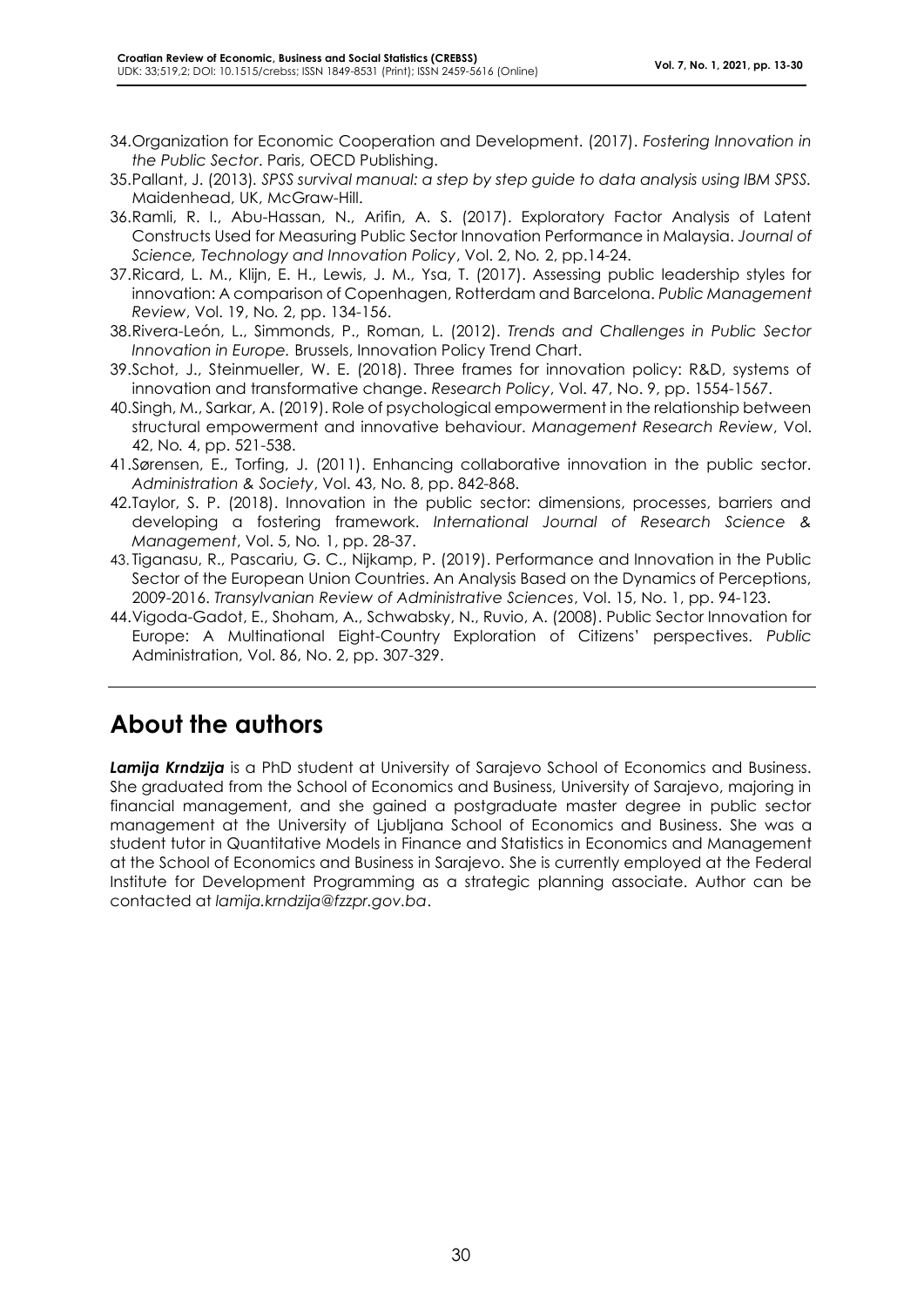34. Organization for Economic Cooperation and Development. (2017). *Fostering Innovation in the Public Sector*. Paris, OECD Publishing.
35. Pallant, J. (2013). *SPSS survival manual: a step by step guide to data analysis using IBM SPSS.* Maidenhead, UK, McGraw-Hill.
36. Ramli, R. I., Abu-Hassan, N., Arifin, A. S. (2017). Exploratory Factor Analysis of Latent Constructs Used for Measuring Public Sector Innovation Performance in Malaysia. *Journal of Science, Technology and Innovation Policy*, Vol. 2, No. 2, pp.14-24.
37. Ricard, L. M., Klijn, E. H., Lewis, J. M., Ysa, T. (2017). Assessing public leadership styles for innovation: A comparison of Copenhagen, Rotterdam and Barcelona. *Public Management Review*, Vol. 19, No. 2, pp. 134-156.
38. Rivera-León, L., Simmonds, P., Roman, L. (2012). *Trends and Challenges in Public Sector Innovation in Europe.* Brussels, Innovation Policy Trend Chart.
39. Schot, J., Steinmueller, W. E. (2018). Three frames for innovation policy: R&D, systems of innovation and transformative change. *Research Policy*, Vol. 47, No. 9, pp. 1554-1567.
40. Singh, M., Sarkar, A. (2019). Role of psychological empowerment in the relationship between structural empowerment and innovative behaviour. *Management Research Review*, Vol. 42, No. 4, pp. 521-538.
41. Sørensen, E., Torfing, J. (2011). Enhancing collaborative innovation in the public sector. *Administration & Society*, Vol. 43, No. 8, pp. 842-868.
42. Taylor, S. P. (2018). Innovation in the public sector: dimensions, processes, barriers and developing a fostering framework. *International Journal of Research Science & Management*, Vol. 5, No. 1, pp. 28-37.
43. Tiganasu, R., Pascariu, G. C., Nijkamp, P. (2019). Performance and Innovation in the Public Sector of the European Union Countries. An Analysis Based on the Dynamics of Perceptions, 2009-2016. *Transylvanian Review of Administrative Sciences*, Vol. 15, No. 1, pp. 94-123.
44. Vigoda-Gadot, E., Shoham, A., Schwabsky, N., Ruvio, A. (2008). Public Sector Innovation for Europe: A Multinational Eight-Country Exploration of Citizens' perspectives. *Public* Administration, Vol. 86, No. 2, pp. 307-329.

## About the authors

***Lamija Krndzija*** is a PhD student at University of Sarajevo School of Economics and Business. She graduated from the School of Economics and Business, University of Sarajevo, majoring in financial management, and she gained a postgraduate master degree in public sector management at the University of Ljubljana School of Economics and Business. She was a student tutor in Quantitative Models in Finance and Statistics in Economics and Management at the School of Economics and Business in Sarajevo. She is currently employed at the Federal Institute for Development Programming as a strategic planning associate. Author can be contacted at *lamija.krndzija@fzzpr.gov.ba*.